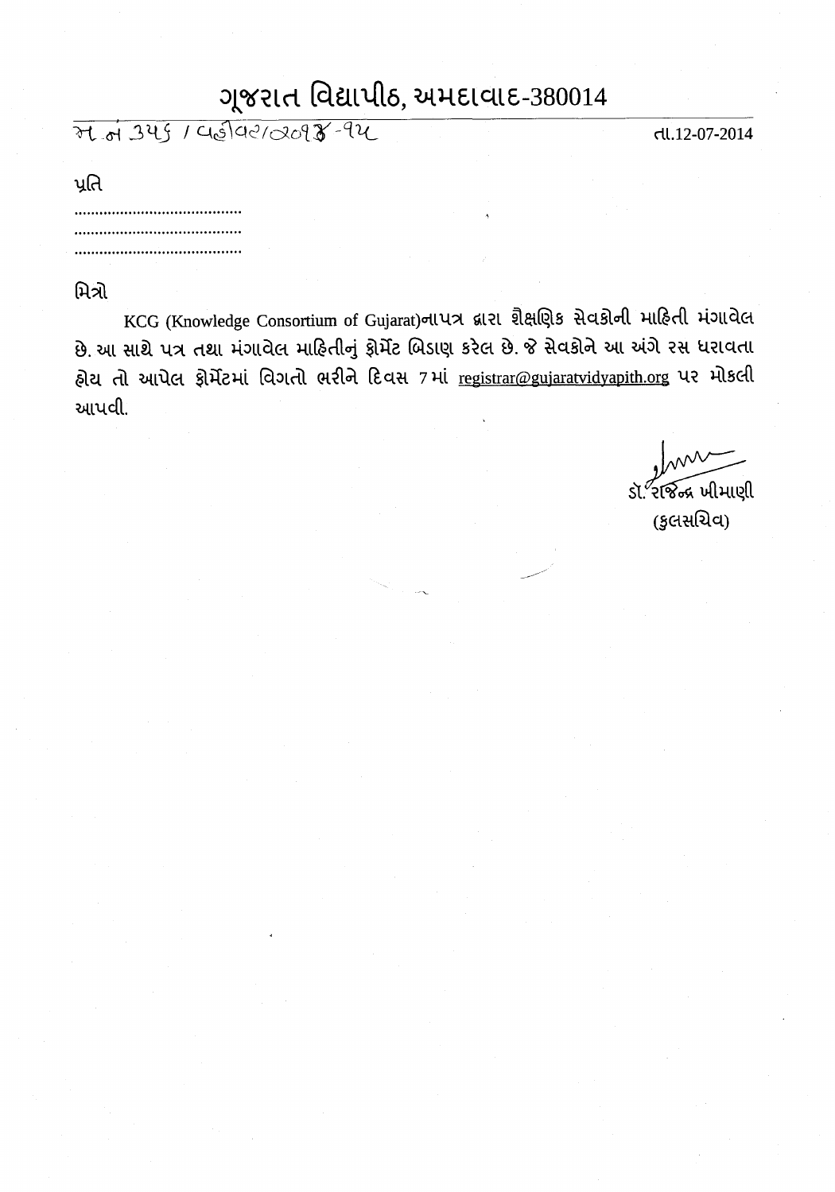# ગૂજરાત વિદ્યાપીઠ, અમદાવાદ-380014

ક્ર.નં 345 / વહીવટ/2014-15 તા.12-07-2014

પ્રતિ

.........................................

.........................................

.........................................

મિત્રો

KCG (Knowledge Consortium of Gujarat)નાપત્ર દ્વારા શૈક્ષણિક સેવકોની માહિતી મંગાવેલ છે. આ સાથે પત્ર તથા મંગાવેલ માહિતીનું ફોર્મેટ બિડાણ કરેલ છે. જે સેવકોને આ અંગે રસ ધરાવતા હોય તો આપેલ ફોર્મેટમાં વિગતો ભરીને દિવસ 7 માં registrar@gujaratvidyapith.org પર મોકલી આપવી.

ડૉ. રાજેન્દ્ર ખીમાણી

(કુલસચિવ)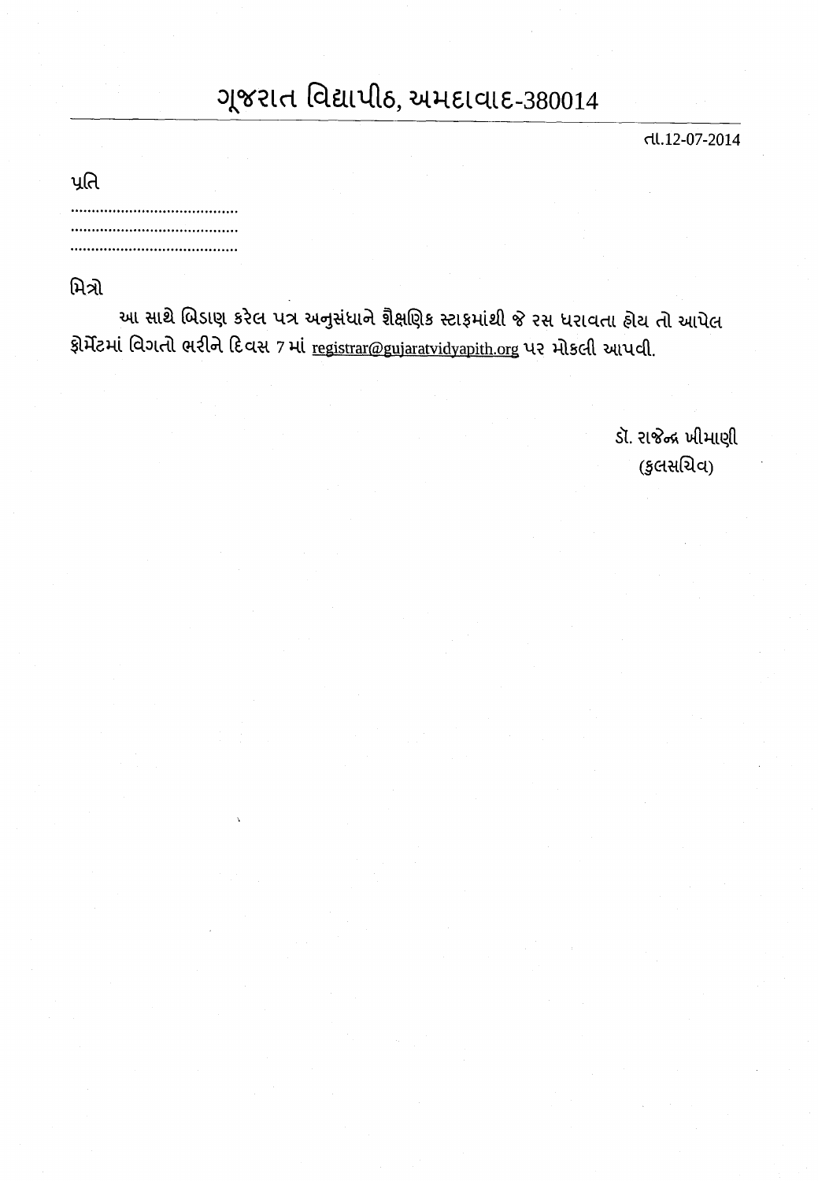# ગૂજરાત વિદ્યાપીઠ, અમદાવાદ-380014

તા.12-07-2014

પ્રતિ

.........................................
.........................................
.........................................

મિત્રો

આ સાથે બિડાણ કરેલ પત્ર અનુસંધાને શૈક્ષણિક સ્ટાફમાંથી જે રસ ધરાવતા હોય તો આપેલ ફોર્મેટમાં વિગતો ભરીને દિવસ 7 માં registrar@gujaratvidyapith.org પર મોકલી આપવી.

ડૉ. રાજેન્દ્ર ખીમાણી
(કુલસચિવ)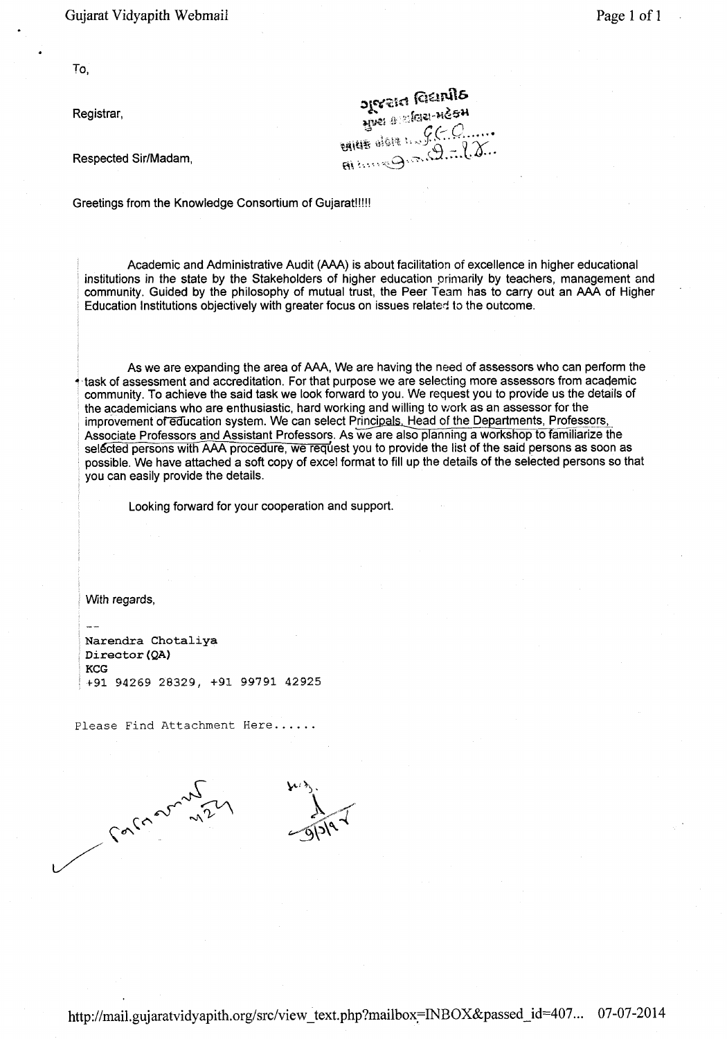To,

Registrar,

ગુજરાત વિદ્યાપીઠ
મુખ્ય કાર્યાલય-મહેકમ
આવક નોંધ નં. ૯૯૦......
તા. ૯-૭-૧૪...

Respected Sir/Madam,

Greetings from the Knowledge Consortium of Gujarat!!!!!

Academic and Administrative Audit (AAA) is about facilitation of excellence in higher educational institutions in the state by the Stakeholders of higher education primarily by teachers, management and community. Guided by the philosophy of mutual trust, the Peer Team has to carry out an AAA of Higher Education Institutions objectively with greater focus on issues related to the outcome.

As we are expanding the area of AAA, We are having the need of assessors who can perform the task of assessment and accreditation. For that purpose we are selecting more assessors from academic community. To achieve the said task we look forward to you. We request you to provide us the details of the academicians who are enthusiastic, hard working and willing to work as an assessor for the improvement of education system. We can select Principals, Head of the Departments, Professors, Associate Professors and Assistant Professors. As we are also planning a workshop to familiarize the selected persons with AAA procedure, we request you to provide the list of the said persons as soon as possible. We have attached a soft copy of excel format to fill up the details of the selected persons so that you can easily provide the details.

Looking forward for your cooperation and support.

With regards,

--
Narendra Chotaliya
Director(QA)
KCG
+91 94269 28329, +91 99791 42925

Please Find Attachment Here......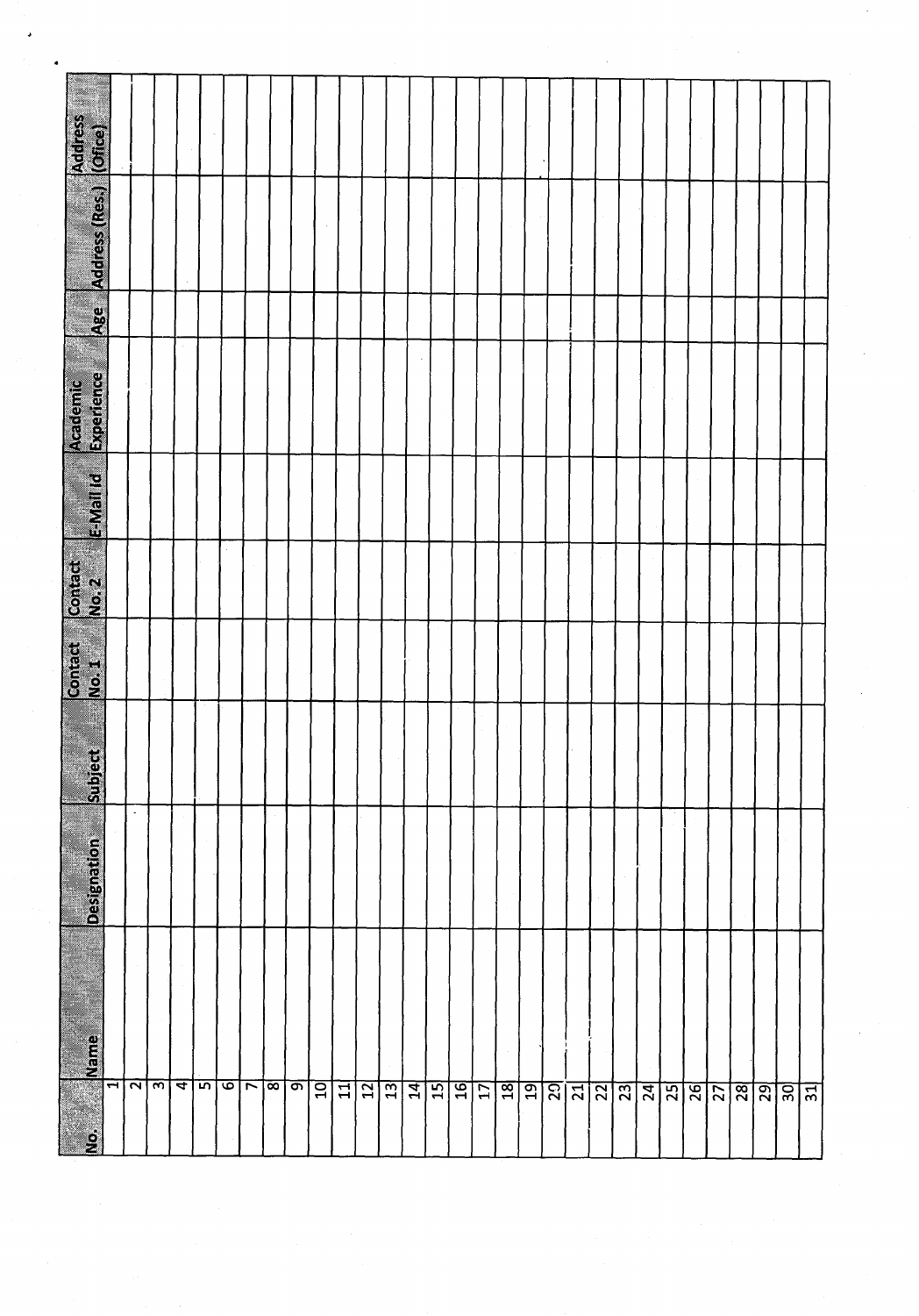| No. | Name | Designation | Subject | Contact No. 1 | Contact No. 2 | E-Mail Id | Academic Experience | Age | Address (Res.) | Address (Ofice) |
|---|---|---|---|---|---|---|---|---|---|---|
| 1 | | | | | | | | | | |
| 2 | | | | | | | | | | |
| 3 | | | | | | | | | | |
| 4 | | | | | | | | | | |
| 5 | | | | | | | | | | |
| 6 | | | | | | | | | | |
| 7 | | | | | | | | | | |
| 8 | | | | | | | | | | |
| 9 | | | | | | | | | | |
| 10 | | | | | | | | | | |
| 11 | | | | | | | | | | |
| 12 | | | | | | | | | | |
| 13 | | | | | | | | | | |
| 14 | | | | | | | | | | |
| 15 | | | | | | | | | | |
| 16 | | | | | | | | | | |
| 17 | | | | | | | | | | |
| 18 | | | | | | | | | | |
| 19 | | | | | | | | | | |
| 20 | | | | | | | | | | |
| 21 | | | | | | | | | | |
| 22 | | | | | | | | | | |
| 23 | | | | | | | | | | |
| 24 | | | | | | | | | | |
| 25 | | | | | | | | | | |
| 26 | | | | | | | | | | |
| 27 | | | | | | | | | | |
| 28 | | | | | | | | | | |
| 29 | | | | | | | | | | |
| 30 | | | | | | | | | | |
| 31 | | | | | | | | | | |